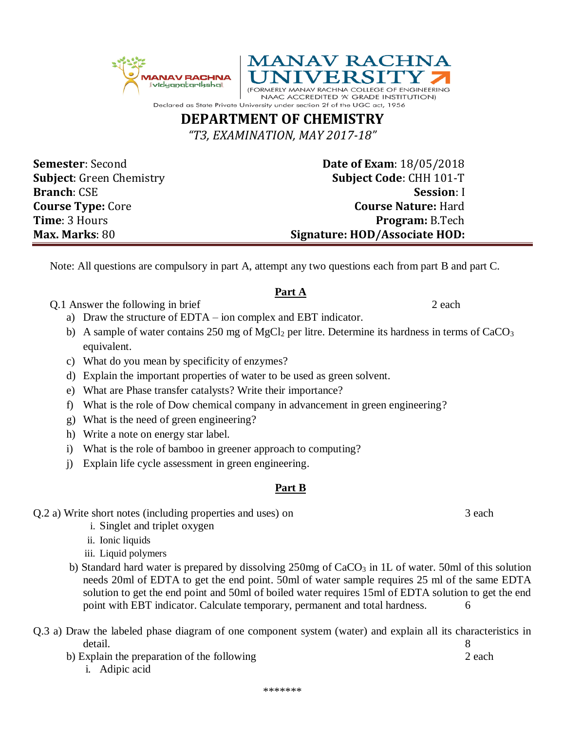MANAV RACHNA Vidyanatariksha

# MANAV RACHNA UNIVERSITY

(FORMERLY MANAV RACHNA COLLEGE OF ENGINEERING NAAC ACCREDITED 'A' GRADE INSTITUTION)

Declared as State Private University under section 2f of the UGC act, 1956

## DEPARTMENT OF CHEMISTRY

*"T3, EXAMINATION, MAY 2017-18"*

**Semester**: Second
**Date of Exam**: 18/05/2018
**Subject**: Green Chemistry
**Subject Code**: CHH 101-T
**Branch**: CSE
**Session**: I
**Course Type:** Core
**Course Nature:** Hard
**Time**: 3 Hours
**Program:** B.Tech
**Max. Marks**: 80
**Signature: HOD/Associate HOD:**

Note: All questions are compulsory in part A, attempt any two questions each from part B and part C.

### Part A

Q.1 Answer the following in brief — 2 each

a) Draw the structure of EDTA – ion complex and EBT indicator.
b) A sample of water contains 250 mg of $MgCl_2$ per litre. Determine its hardness in terms of $CaCO_3$ equivalent.
c) What do you mean by specificity of enzymes?
d) Explain the important properties of water to be used as green solvent.
e) What are Phase transfer catalysts? Write their importance?
f) What is the role of Dow chemical company in advancement in green engineering?
g) What is the need of green engineering?
h) Write a note on energy star label.
i) What is the role of bamboo in greener approach to computing?
j) Explain life cycle assessment in green engineering.

### Part B

Q.2 a) Write short notes (including properties and uses) on — 3 each

i. Singlet and triplet oxygen
ii. Ionic liquids
iii. Liquid polymers

b) Standard hard water is prepared by dissolving 250mg of $CaCO_3$ in 1L of water. 50ml of this solution needs 20ml of EDTA to get the end point. 50ml of water sample requires 25 ml of the same EDTA solution to get the end point and 50ml of boiled water requires 15ml of EDTA solution to get the end point with EBT indicator. Calculate temporary, permanent and total hardness. — 6

Q.3 a) Draw the labeled phase diagram of one component system (water) and explain all its characteristics in detail. — 8

b) Explain the preparation of the following — 2 each

i. Adipic acid

*******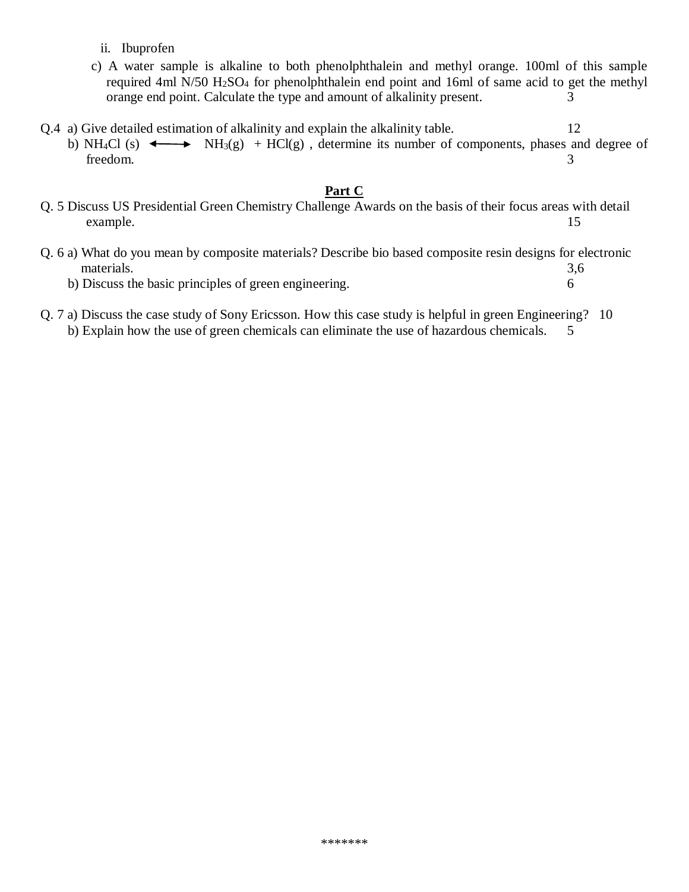ii. Ibuprofen

c) A water sample is alkaline to both phenolphthalein and methyl orange. 100ml of this sample required 4ml N/50 $H_2SO_4$ for phenolphthalein end point and 16ml of same acid to get the methyl orange end point. Calculate the type and amount of alkalinity present. 3

Q.4 a) Give detailed estimation of alkalinity and explain the alkalinity table. 12

b) $NH_4Cl$ (s) $\longleftrightarrow$ $NH_3$(g) + HCl(g) , determine its number of components, phases and degree of freedom. 3

## Part C

Q. 5 Discuss US Presidential Green Chemistry Challenge Awards on the basis of their focus areas with detail example. 15

Q. 6 a) What do you mean by composite materials? Describe bio based composite resin designs for electronic materials. 3,6

b) Discuss the basic principles of green engineering. 6

Q. 7 a) Discuss the case study of Sony Ericsson. How this case study is helpful in green Engineering? 10

b) Explain how the use of green chemicals can eliminate the use of hazardous chemicals. 5

*******